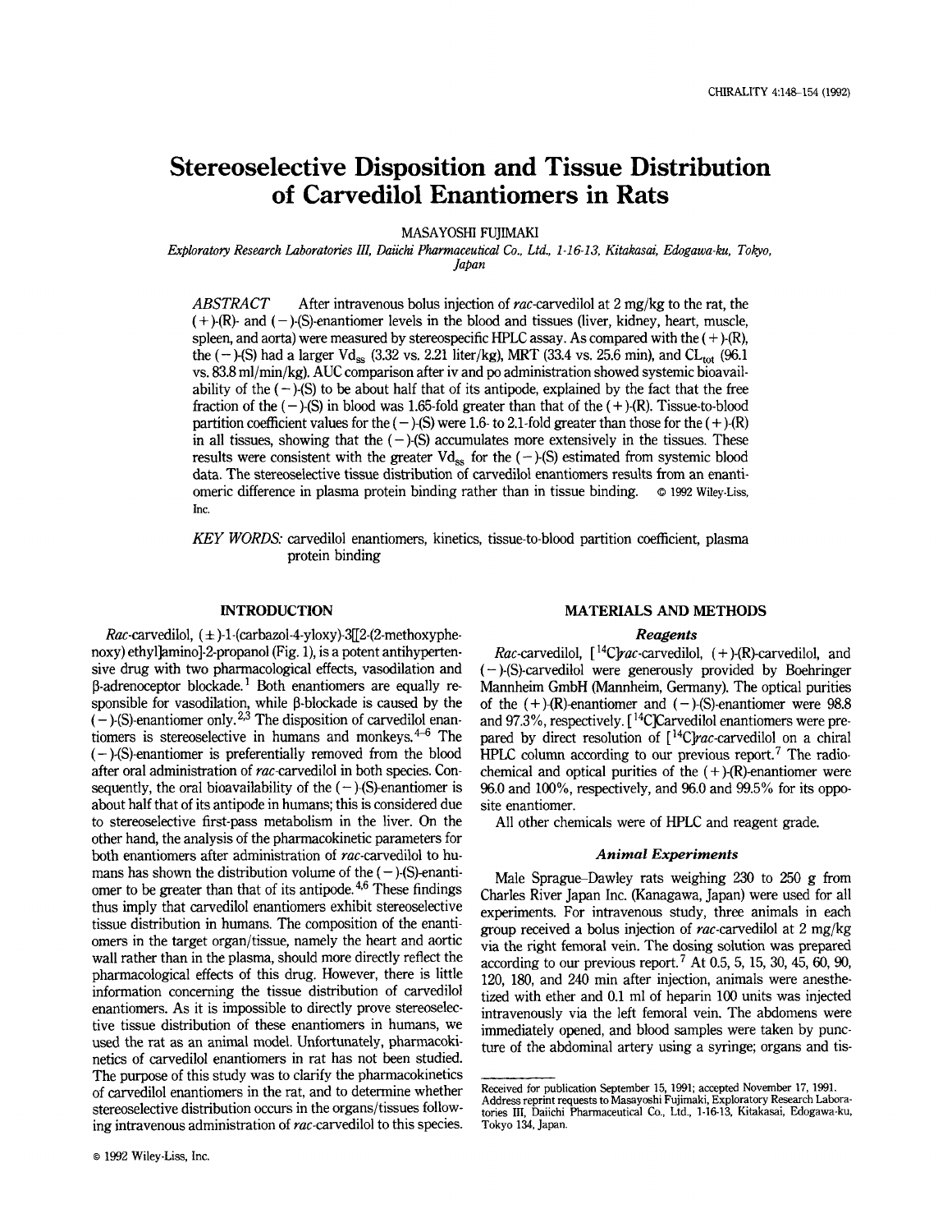# Stereoselective Disposition and Tissue Distribution of Carvedilol Enantiomers in Rats

MASAYOSHI FUJIMAKI

*Exploratory Research Laboratories III, Daiichi Pharmaceutical Co., Ltd., 1-16-13, Kitakasai, Edogawa-ku, Tokyo, Japan*

*ABSTRACT* After intravenous bolus injection of *rac*-carvedilol at 2 mg/kg to the rat, the (+)-(R)- and (−)-(S)-enantiomer levels in the blood and tissues (liver, kidney, heart, muscle, spleen, and aorta) were measured by stereospecific HPLC assay. As compared with the (+)-(R), the (−)-(S) had a larger $Vd_{ss}$ (3.32 vs. 2.21 liter/kg), MRT (33.4 vs. 25.6 min), and $CL_{tot}$ (96.1 vs. 83.8 ml/min/kg). AUC comparison after iv and po administration showed systemic bioavailability of the (−)-(S) to be about half that of its antipode, explained by the fact that the free fraction of the (−)-(S) in blood was 1.65-fold greater than that of the (+)-(R). Tissue-to-blood partition coefficient values for the (−)-(S) were 1.6- to 2.1-fold greater than those for the (+)-(R) in all tissues, showing that the (−)-(S) accumulates more extensively in the tissues. These results were consistent with the greater $Vd_{ss}$ for the (−)-(S) estimated from systemic blood data. The stereoselective tissue distribution of carvedilol enantiomers results from an enantiomeric difference in plasma protein binding rather than in tissue binding. © 1992 Wiley-Liss, Inc.

*KEY WORDS:* carvedilol enantiomers, kinetics, tissue-to-blood partition coefficient, plasma protein binding

## INTRODUCTION

*Rac*-carvedilol, (±)-1-(carbazol-4-yloxy)-3[[2-(2-methoxyphenoxy) ethyl]amino]-2-propanol (Fig. 1), is a potent antihypertensive drug with two pharmacological effects, vasodilation and β-adrenoceptor blockade.[1] Both enantiomers are equally responsible for vasodilation, while β-blockade is caused by the (−)-(S)-enantiomer only.[2,3] The disposition of carvedilol enantiomers is stereoselective in humans and monkeys.[4–6] The (−)-(S)-enantiomer is preferentially removed from the blood after oral administration of *rac*-carvedilol in both species. Consequently, the oral bioavailability of the (−)-(S)-enantiomer is about half that of its antipode in humans; this is considered due to stereoselective first-pass metabolism in the liver. On the other hand, the analysis of the pharmacokinetic parameters for both enantiomers after administration of *rac*-carvedilol to humans has shown the distribution volume of the (−)-(S)-enantiomer to be greater than that of its antipode.[4,6] These findings thus imply that carvedilol enantiomers exhibit stereoselective tissue distribution in humans. The composition of the enantiomers in the target organ/tissue, namely the heart and aortic wall rather than in the plasma, should more directly reflect the pharmacological effects of this drug. However, there is little information concerning the tissue distribution of carvedilol enantiomers. As it is impossible to directly prove stereoselective tissue distribution of these enantiomers in humans, we used the rat as an animal model. Unfortunately, pharmacokinetics of carvedilol enantiomers in rat has not been studied. The purpose of this study was to clarify the pharmacokinetics of carvedilol enantiomers in the rat, and to determine whether stereoselective distribution occurs in the organs/tissues following intravenous administration of *rac*-carvedilol to this species.

## MATERIALS AND METHODS

### *Reagents*

*Rac*-carvedilol, [$^{14}$C]*rac*-carvedilol, (+)-(R)-carvedilol, and (−)-(S)-carvedilol were generously provided by Boehringer Mannheim GmbH (Mannheim, Germany). The optical purities of the (+)-(R)-enantiomer and (−)-(S)-enantiomer were 98.8 and 97.3%, respectively. [$^{14}$C]Carvedilol enantiomers were prepared by direct resolution of [$^{14}$C]*rac*-carvedilol on a chiral HPLC column according to our previous report.[7] The radiochemical and optical purities of the (+)-(R)-enantiomer were 96.0 and 100%, respectively, and 96.0 and 99.5% for its opposite enantiomer.

All other chemicals were of HPLC and reagent grade.

### *Animal Experiments*

Male Sprague–Dawley rats weighing 230 to 250 g from Charles River Japan Inc. (Kanagawa, Japan) were used for all experiments. For intravenous study, three animals in each group received a bolus injection of *rac*-carvedilol at 2 mg/kg via the right femoral vein. The dosing solution was prepared according to our previous report.[7] At 0.5, 5, 15, 30, 45, 60, 90, 120, 180, and 240 min after injection, animals were anesthetized with ether and 0.1 ml of heparin 100 units was injected intravenously via the left femoral vein. The abdomens were immediately opened, and blood samples were taken by puncture of the abdominal artery using a syringe; organs and tis-

Received for publication September 15, 1991; accepted November 17, 1991.
Address reprint requests to Masayoshi Fujimaki, Exploratory Research Laboratories III, Daiichi Pharmaceutical Co., Ltd., 1-16-13, Kitakasai, Edogawa-ku, Tokyo 134, Japan.

© 1992 Wiley-Liss, Inc.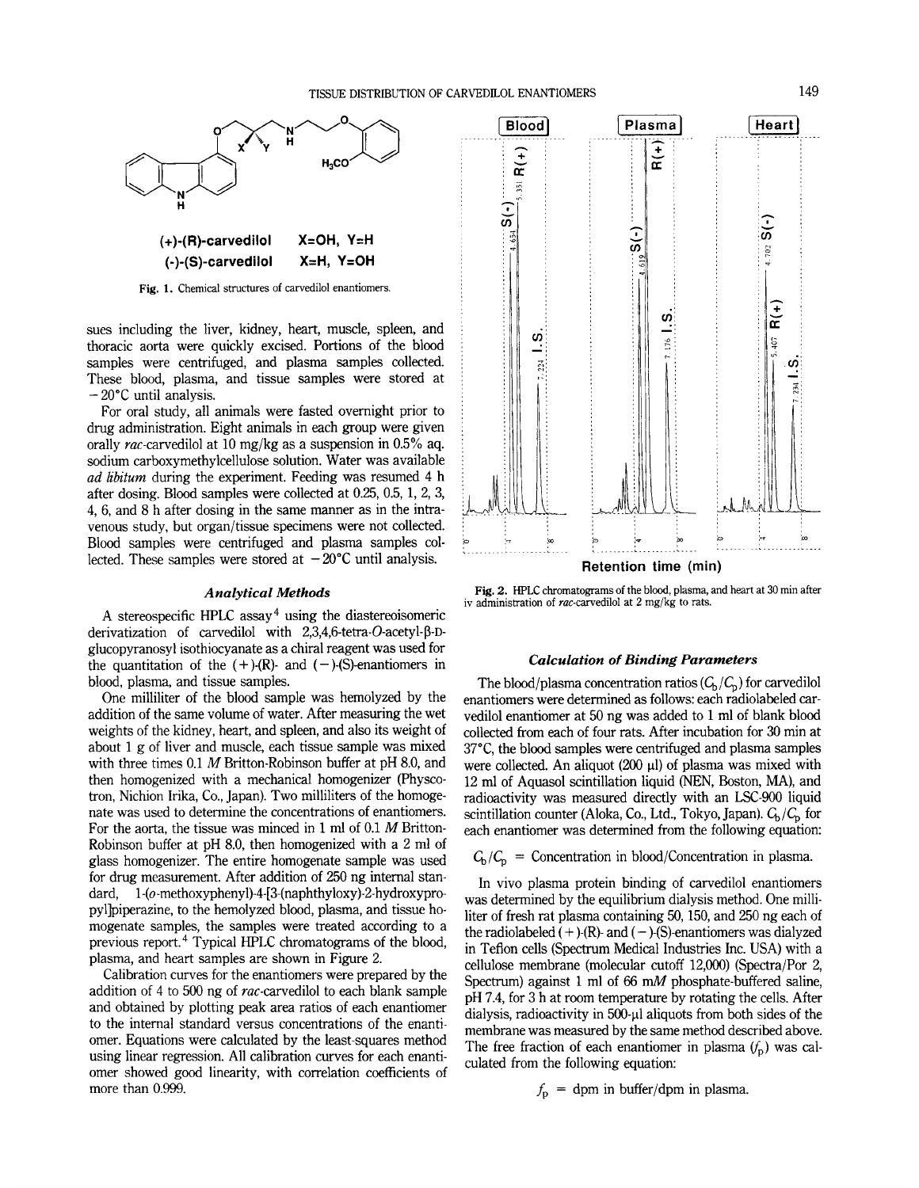(+)-(R)-carvedilol X=OH, Y=H

(-)-(S)-carvedilol X=H, Y=OH

Fig. 1. Chemical structures of carvedilol enantiomers.

sues including the liver, kidney, heart, muscle, spleen, and thoracic aorta were quickly excised. Portions of the blood samples were centrifuged, and plasma samples collected. These blood, plasma, and tissue samples were stored at −20°C until analysis.

For oral study, all animals were fasted overnight prior to drug administration. Eight animals in each group were given orally *rac*-carvedilol at 10 mg/kg as a suspension in 0.5% aq. sodium carboxymethylcellulose solution. Water was available *ad libitum* during the experiment. Feeding was resumed 4 h after dosing. Blood samples were collected at 0.25, 0.5, 1, 2, 3, 4, 6, and 8 h after dosing in the same manner as in the intravenous study, but organ/tissue specimens were not collected. Blood samples were centrifuged and plasma samples collected. These samples were stored at −20°C until analysis.

### *Analytical Methods*

A stereospecific HPLC assay[4] using the diastereoisomeric derivatization of carvedilol with 2,3,4,6-tetra-*O*-acetyl-β-D-glucopyranosyl isothiocyanate as a chiral reagent was used for the quantitation of the (+)-(R)- and (−)-(S)-enantiomers in blood, plasma, and tissue samples.

One milliliter of the blood sample was hemolyzed by the addition of the same volume of water. After measuring the wet weights of the kidney, heart, and spleen, and also its weight of about 1 g of liver and muscle, each tissue sample was mixed with three times 0.1 *M* Britton-Robinson buffer at pH 8.0, and then homogenized with a mechanical homogenizer (Physcotron, Nichion Irika, Co., Japan). Two milliliters of the homogenate was used to determine the concentrations of enantiomers. For the aorta, the tissue was minced in 1 ml of 0.1 *M* Britton-Robinson buffer at pH 8.0, then homogenized with a 2 ml of glass homogenizer. The entire homogenate sample was used for drug measurement. After addition of 250 ng internal standard, 1-(*o*-methoxyphenyl)-4-[3-(naphthyloxy)-2-hydroxypropyl]piperazine, to the hemolyzed blood, plasma, and tissue homogenate samples, the samples were treated according to a previous report.[4] Typical HPLC chromatograms of the blood, plasma, and heart samples are shown in Figure 2.

Calibration curves for the enantiomers were prepared by the addition of 4 to 500 ng of *rac*-carvedilol to each blank sample and obtained by plotting peak area ratios of each enantiomer to the internal standard versus concentrations of the enantiomer. Equations were calculated by the least-squares method using linear regression. All calibration curves for each enantiomer showed good linearity, with correlation coefficients of more than 0.999.

Fig. 2. HPLC chromatograms of the blood, plasma, and heart at 30 min after iv administration of *rac*-carvedilol at 2 mg/kg to rats.

### *Calculation of Binding Parameters*

The blood/plasma concentration ratios ($C_b/C_p$) for carvedilol enantiomers were determined as follows: each radiolabeled carvedilol enantiomer at 50 ng was added to 1 ml of blank blood collected from each of four rats. After incubation for 30 min at 37°C, the blood samples were centrifuged and plasma samples were collected. An aliquot (200 µl) of plasma was mixed with 12 ml of Aquasol scintillation liquid (NEN, Boston, MA), and radioactivity was measured directly with an LSC-900 liquid scintillation counter (Aloka, Co., Ltd., Tokyo, Japan). $C_b/C_p$ for each enantiomer was determined from the following equation:

$$C_b/C_p = \text{Concentration in blood/Concentration in plasma.}$$

In vivo plasma protein binding of carvedilol enantiomers was determined by the equilibrium dialysis method. One milliliter of fresh rat plasma containing 50, 150, and 250 ng each of the radiolabeled (+)-(R)- and (−)-(S)-enantiomers was dialyzed in Teflon cells (Spectrum Medical Industries Inc. USA) with a cellulose membrane (molecular cutoff 12,000) (Spectra/Por 2, Spectrum) against 1 ml of 66 m*M* phosphate-buffered saline, pH 7.4, for 3 h at room temperature by rotating the cells. After dialysis, radioactivity in 500-µl aliquots from both sides of the membrane was measured by the same method described above. The free fraction of each enantiomer in plasma ($f_p$) was calculated from the following equation:

$$f_p = \text{dpm in buffer/dpm in plasma.}$$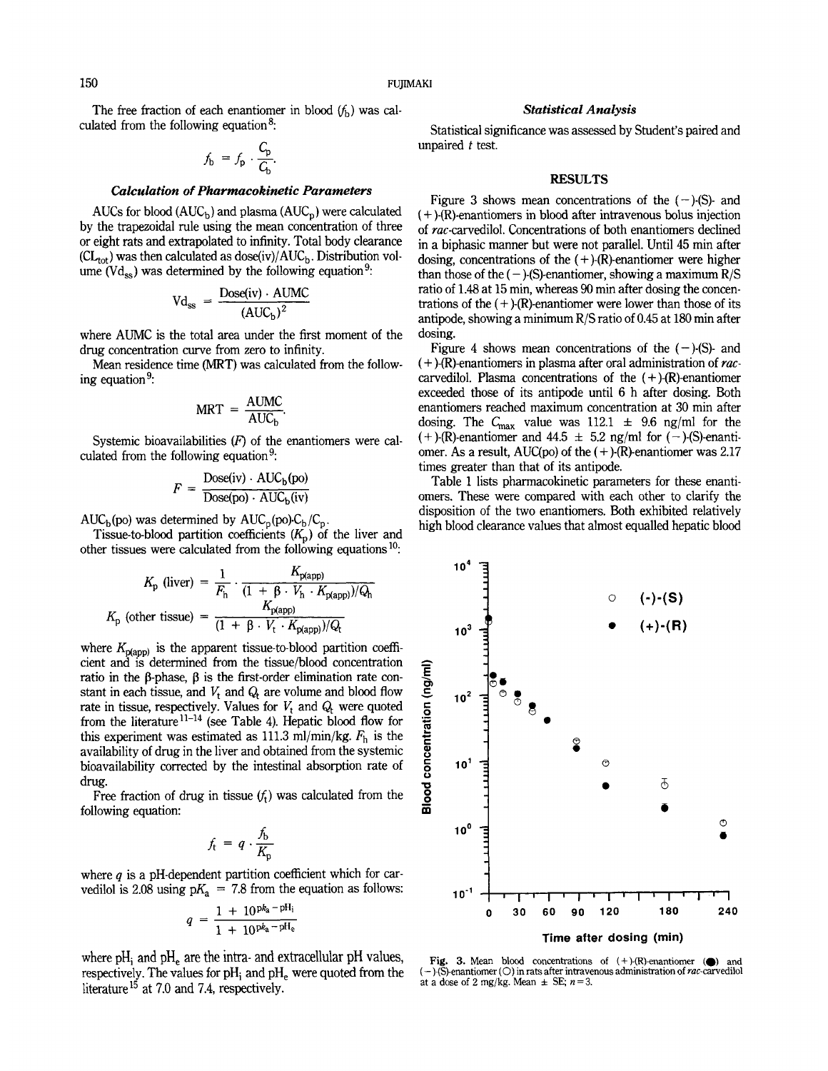The free fraction of each enantiomer in blood ($f_b$) was calculated from the following equation[8]:

$$f_b = f_p \cdot \frac{C_p}{C_b}.$$

### *Calculation of Pharmacokinetic Parameters*

AUCs for blood ($AUC_b$) and plasma ($AUC_p$) were calculated by the trapezoidal rule using the mean concentration of three or eight rats and extrapolated to infinity. Total body clearance ($CL_{tot}$) was then calculated as dose(iv)/$AUC_b$. Distribution volume ($Vd_{ss}$) was determined by the following equation[9]:

$$Vd_{ss} = \frac{\text{Dose(iv)} \cdot \text{AUMC}}{(AUC_b)^2}$$

where AUMC is the total area under the first moment of the drug concentration curve from zero to infinity.

Mean residence time (MRT) was calculated from the following equation[9]:

$$\text{MRT} = \frac{\text{AUMC}}{AUC_b}.$$

Systemic bioavailabilities ($F$) of the enantiomers were calculated from the following equation[9]:

$$F = \frac{\text{Dose(iv)} \cdot AUC_b(\text{po})}{\text{Dose(po)} \cdot AUC_b(\text{iv})}$$

$AUC_b$(po) was determined by $AUC_p(\text{po}) \cdot C_b/C_p$.

Tissue-to-blood partition coefficients ($K_p$) of the liver and other tissues were calculated from the following equations[10]:

$$K_p \text{ (liver)} = \frac{1}{F_h} \cdot \frac{K_{p(app)}}{(1 + \beta \cdot V_h \cdot K_{p(app)})/Q_h}$$

$$K_p \text{ (other tissue)} = \frac{K_{p(app)}}{(1 + \beta \cdot V_t \cdot K_{p(app)})/Q_t}$$

where $K_{p(app)}$ is the apparent tissue-to-blood partition coefficient and is determined from the tissue/blood concentration ratio in the β-phase, β is the first-order elimination rate constant in each tissue, and $V_t$ and $Q_t$ are volume and blood flow rate in tissue, respectively. Values for $V_t$ and $Q_t$ were quoted from the literature[11–14] (see Table 4). Hepatic blood flow for this experiment was estimated as 111.3 ml/min/kg. $F_h$ is the availability of drug in the liver and obtained from the systemic bioavailability corrected by the intestinal absorption rate of drug.

Free fraction of drug in tissue ($f_t$) was calculated from the following equation:

$$f_t = q \cdot \frac{f_b}{K_p}$$

where $q$ is a pH-dependent partition coefficient which for carvedilol is 2.08 using $pK_a$ = 7.8 from the equation as follows:

$$q = \frac{1 + 10^{pK_a - pH_i}}{1 + 10^{pK_a - pH_e}}$$

where $pH_i$ and $pH_e$ are the intra- and extracellular pH values, respectively. The values for $pH_i$ and $pH_e$ were quoted from the literature[15] at 7.0 and 7.4, respectively.

### *Statistical Analysis*

Statistical significance was assessed by Student's paired and unpaired $t$ test.

## RESULTS

Figure 3 shows mean concentrations of the (−)-(S)- and (+)-(R)-enantiomers in blood after intravenous bolus injection of *rac*-carvedilol. Concentrations of both enantiomers declined in a biphasic manner but were not parallel. Until 45 min after dosing, concentrations of the (+)-(R)-enantiomer were higher than those of the (−)-(S)-enantiomer, showing a maximum R/S ratio of 1.48 at 15 min, whereas 90 min after dosing the concentrations of the (+)-(R)-enantiomer were lower than those of its antipode, showing a minimum R/S ratio of 0.45 at 180 min after dosing.

Figure 4 shows mean concentrations of the (−)-(S)- and (+)-(R)-enantiomers in plasma after oral administration of *rac*-carvedilol. Plasma concentrations of the (+)-(R)-enantiomer exceeded those of its antipode until 6 h after dosing. Both enantiomers reached maximum concentration at 30 min after dosing. The $C_{max}$ value was 112.1 ± 9.6 ng/ml for the (+)-(R)-enantiomer and 44.5 ± 5.2 ng/ml for (−)-(S)-enantiomer. As a result, AUC(po) of the (+)-(R)-enantiomer was 2.17 times greater than that of its antipode.

Table 1 lists pharmacokinetic parameters for these enantiomers. These were compared with each other to clarify the disposition of the two enantiomers. Both exhibited relatively high blood clearance values that almost equalled hepatic blood

Fig. 3. Mean blood concentrations of (+)-(R)-enantiomer (●) and (−)-(S)-enantiomer (○) in rats after intravenous administration of *rac*-carvedilol at a dose of 2 mg/kg. Mean ± SE; $n = 3$.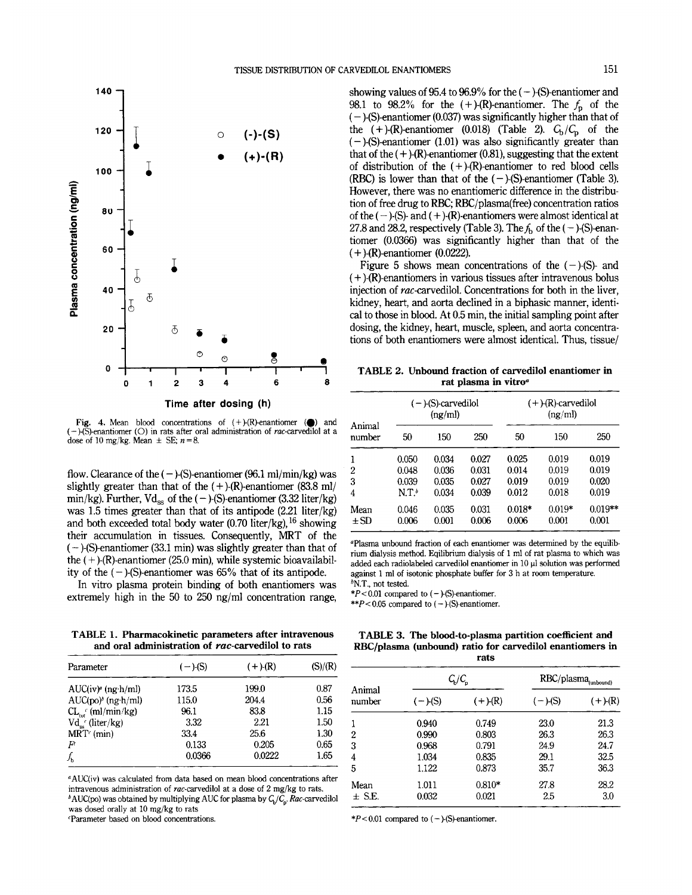Fig. 4. Mean blood concentrations of (+)-(R)-enantiomer (●) and (−)-(S)-enantiomer (○) in rats after oral administration of *rac*-carvedilol at a dose of 10 mg/kg. Mean ± SE; $n = 8$.

flow. Clearance of the (−)-(S)-enantiomer (96.1 ml/min/kg) was slightly greater than that of the (+)-(R)-enantiomer (83.8 ml/min/kg). Further, $Vd_{ss}$ of the (−)-(S)-enantiomer (3.32 liter/kg) was 1.5 times greater than that of its antipode (2.21 liter/kg) and both exceeded total body water (0.70 liter/kg),[16] showing their accumulation in tissues. Consequently, MRT of the (−)-(S)-enantiomer (33.1 min) was slightly greater than that of the (+)-(R)-enantiomer (25.0 min), while systemic bioavailability of the (−)-(S)-enantiomer was 65% that of its antipode.

In vitro plasma protein binding of both enantiomers was extremely high in the 50 to 250 ng/ml concentration range, showing values of 95.4 to 96.9% for the (−)-(S)-enantiomer and 98.1 to 98.2% for the (+)-(R)-enantiomer. The $f_p$ of the (−)-(S)-enantiomer (0.037) was significantly higher than that of the (+)-(R)-enantiomer (0.018) (Table 2). $C_b/C_p$ of the (−)-(S)-enantiomer (1.01) was also significantly greater than that of the (+)-(R)-enantiomer (0.81), suggesting that the extent of distribution of the (+)-(R)-enantiomer to red blood cells (RBC) is lower than that of the (−)-(S)-enantiomer (Table 3). However, there was no enantiomeric difference in the distribution of free drug to RBC; RBC/plasma(free) concentration ratios of the (−)-(S)- and (+)-(R)-enantiomers were almost identical at 27.8 and 28.2, respectively (Table 3). The $f_b$ of the (−)-(S)-enantiomer (0.0366) was significantly higher than that of the (+)-(R)-enantiomer (0.0222).

Figure 5 shows mean concentrations of the (−)-(S)- and (+)-(R)-enantiomers in various tissues after intravenous bolus injection of *rac*-carvedilol. Concentrations for both in the liver, kidney, heart, and aorta declined in a biphasic manner, identical to those in blood. At 0.5 min, the initial sampling point after dosing, the kidney, heart, muscle, spleen, and aorta concentrations of both enantiomers were almost identical. Thus, tissue/

**TABLE 1. Pharmacokinetic parameters after intravenous and oral administration of *rac*-carvedilol to rats**

| Parameter | (−)-(S) | (+)-(R) | (S)/(R) |
|---|---|---|---|
| AUC(iv)[a] (ng·h/ml) | 173.5 | 199.0 | 0.87 |
| AUC(po)[b] (ng·h/ml) | 115.0 | 204.4 | 0.56 |
| $CL_{tot}$[c] (ml/min/kg) | 96.1 | 83.8 | 1.15 |
| $Vd_{ss}$[c] (liter/kg) | 3.32 | 2.21 | 1.50 |
| MRT[c] (min) | 33.4 | 25.6 | 1.30 |
| $F$ | 0.133 | 0.205 | 0.65 |
| $f_b$ | 0.0366 | 0.0222 | 1.65 |

[a]AUC(iv) was calculated from data based on mean blood concentrations after intravenous administration of *rac*-carvedilol at a dose of 2 mg/kg to rats.
[b]AUC(po) was obtained by multiplying AUC for plasma by $C_b/C_p$. *Rac*-carvedilol was dosed orally at 10 mg/kg to rats.
[c]Parameter based on blood concentrations.

**TABLE 2. Unbound fraction of carvedilol enantiomer in rat plasma in vitro[a]**

| Animal number | (−)-(S)-carvedilol (ng/ml) | | | (+)-(R)-carvedilol (ng/ml) | | |
|---|---|---|---|---|---|---|
| | 50 | 150 | 250 | 50 | 150 | 250 |
| 1 | 0.050 | 0.034 | 0.027 | 0.025 | 0.019 | 0.019 |
| 2 | 0.048 | 0.036 | 0.031 | 0.014 | 0.019 | 0.019 |
| 3 | 0.039 | 0.035 | 0.027 | 0.019 | 0.019 | 0.020 |
| 4 | N.T.[b] | 0.034 | 0.039 | 0.012 | 0.018 | 0.019 |
| Mean | 0.046 | 0.035 | 0.031 | 0.018* | 0.019* | 0.019** |
| ±SD | 0.006 | 0.001 | 0.006 | 0.006 | 0.001 | 0.001 |

[a]Plasma unbound fraction of each enantiomer was determined by the equilibrium dialysis method. Eqilibrium dialysis of 1 ml of rat plasma to which was added each radiolabeled carvedilol enantiomer in 10 μl solution was performed against 1 ml of isotonic phosphate buffer for 3 h at room temperature.
[b]N.T., not tested.
*$P < 0.01$ compared to (−)-(S)-enantiomer.
**$P < 0.05$ compared to (−)-(S)-enantiomer.

**TABLE 3. The blood-to-plasma partition coefficient and RBC/plasma (unbound) ratio for carvedilol enantiomers in rats**

| Animal number | $C_b/C_p$ | | $RBC/plasma_{(unbound)}$ | |
|---|---|---|---|---|
| | (−)-(S) | (+)-(R) | (−)-(S) | (+)-(R) |
| 1 | 0.940 | 0.749 | 23.0 | 21.3 |
| 2 | 0.990 | 0.803 | 26.3 | 26.3 |
| 3 | 0.968 | 0.791 | 24.9 | 24.7 |
| 4 | 1.034 | 0.835 | 29.1 | 32.5 |
| 5 | 1.122 | 0.873 | 35.7 | 36.3 |
| Mean | 1.011 | 0.810* | 27.8 | 28.2 |
| ± S.E. | 0.032 | 0.021 | 2.5 | 3.0 |

*$P < 0.01$ compared to (−)-(S)-enantiomer.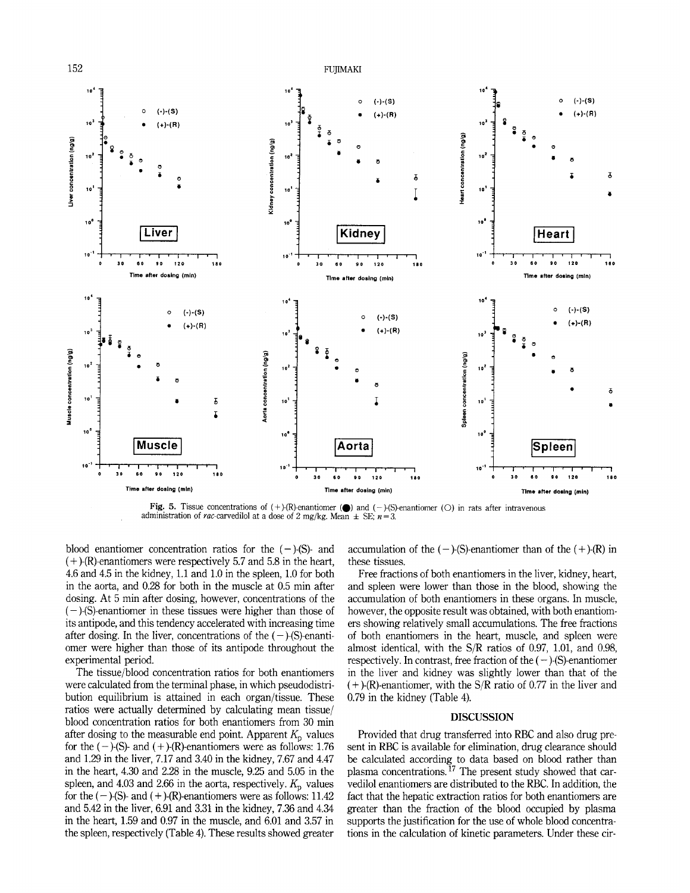Fig. 5. Tissue concentrations of (+)-(R)-enantiomer (●) and (−)-(S)-enantiomer (○) in rats after intravenous administration of *rac*-carvedilol at a dose of 2 mg/kg. Mean ± SE; $n = 3$.

blood enantiomer concentration ratios for the (−)-(S)- and (+)-(R)-enantiomers were respectively 5.7 and 5.8 in the heart, 4.6 and 4.5 in the kidney, 1.1 and 1.0 in the spleen, 1.0 for both in the aorta, and 0.28 for both in the muscle at 0.5 min after dosing. At 5 min after dosing, however, concentrations of the (−)-(S)-enantiomer in these tissues were higher than those of its antipode, and this tendency accelerated with increasing time after dosing. In the liver, concentrations of the (−)-(S)-enantiomer were higher than those of its antipode throughout the experimental period.

The tissue/blood concentration ratios for both enantiomers were calculated from the terminal phase, in which pseudodistribution equilibrium is attained in each organ/tissue. These ratios were actually determined by calculating mean tissue/blood concentration ratios for both enantiomers from 30 min after dosing to the measurable end point. Apparent $K_p$ values for the (−)-(S)- and (+)-(R)-enantiomers were as follows: 1.76 and 1.29 in the liver, 7.17 and 3.40 in the kidney, 7.67 and 4.47 in the heart, 4.30 and 2.28 in the muscle, 9.25 and 5.05 in the spleen, and 4.03 and 2.66 in the aorta, respectively. $K_p$ values for the (−)-(S)- and (+)-(R)-enantiomers were as follows: 11.42 and 5.42 in the liver, 6.91 and 3.31 in the kidney, 7.36 and 4.34 in the heart, 1.59 and 0.97 in the muscle, and 6.01 and 3.57 in the spleen, respectively (Table 4). These results showed greater accumulation of the (−)-(S)-enantiomer than of the (+)-(R) in these tissues.

Free fractions of both enantiomers in the liver, kidney, heart, and spleen were lower than those in the blood, showing the accumulation of both enantiomers in these organs. In muscle, however, the opposite result was obtained, with both enantiomers showing relatively small accumulations. The free fractions of both enantiomers in the heart, muscle, and spleen were almost identical, with the S/R ratios of 0.97, 1.01, and 0.98, respectively. In contrast, free fraction of the (−)-(S)-enantiomer in the liver and kidney was slightly lower than that of the (+)-(R)-enantiomer, with the S/R ratio of 0.77 in the liver and 0.79 in the kidney (Table 4).

## DISCUSSION

Provided that drug transferred into RBC and also drug present in RBC is available for elimination, drug clearance should be calculated according to data based on blood rather than plasma concentrations.[17] The present study showed that carvedilol enantiomers are distributed to the RBC. In addition, the fact that the hepatic extraction ratios for both enantiomers are greater than the fraction of the blood occupied by plasma supports the justification for the use of whole blood concentrations in the calculation of kinetic parameters. Under these cir-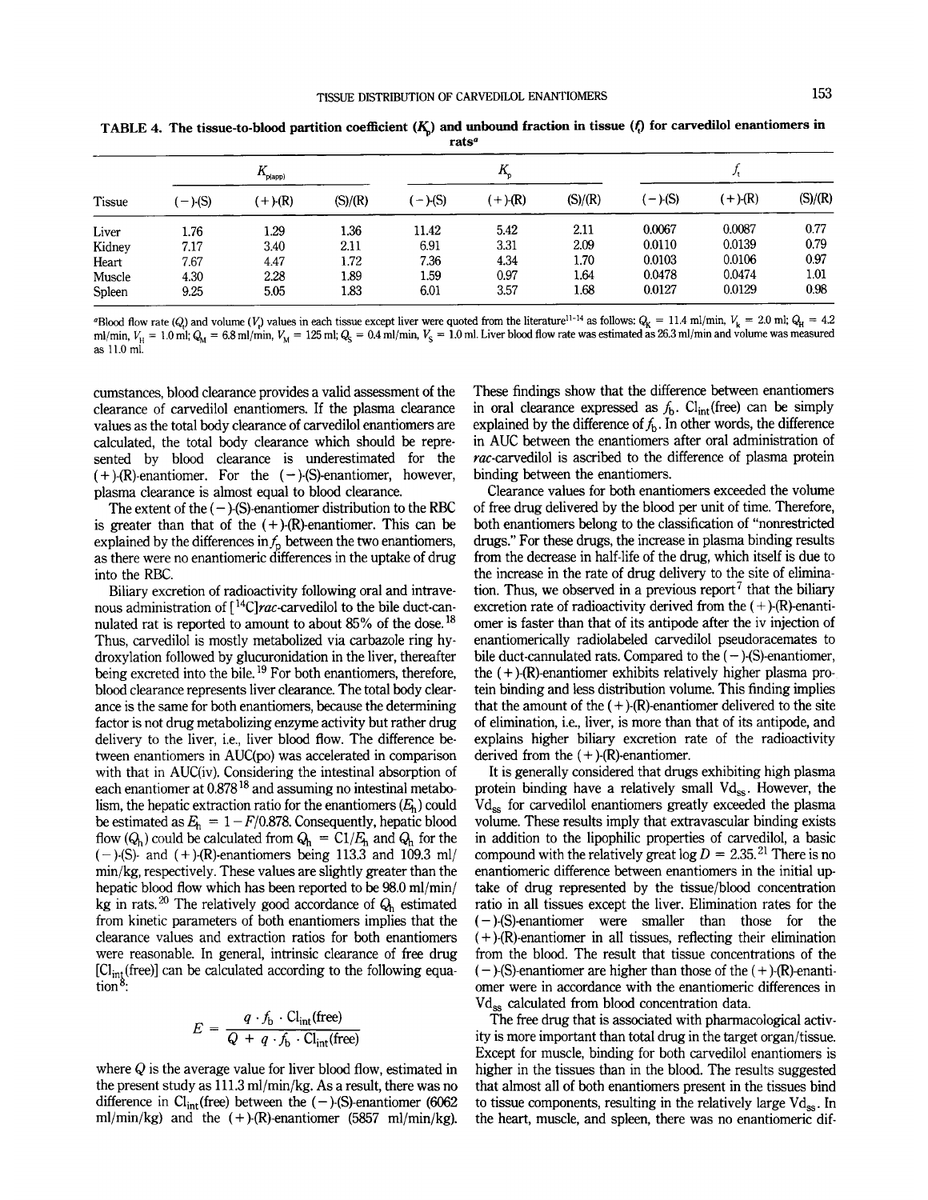**TABLE 4. The tissue-to-blood partition coefficient ($K_p$) and unbound fraction in tissue ($f_t$) for carvedilol enantiomers in rats[a]**

| Tissue | $K_{p(app)}$ | | | $K_p$ | | | $f_t$ | | |
|---|---|---|---|---|---|---|---|---|---|
| | (−)-(S) | (+)-(R) | (S)/(R) | (−)-(S) | (+)-(R) | (S)/(R) | (−)-(S) | (+)-(R) | (S)/(R) |
| Liver | 1.76 | 1.29 | 1.36 | 11.42 | 5.42 | 2.11 | 0.0067 | 0.0087 | 0.77 |
| Kidney | 7.17 | 3.40 | 2.11 | 6.91 | 3.31 | 2.09 | 0.0110 | 0.0139 | 0.79 |
| Heart | 7.67 | 4.47 | 1.72 | 7.36 | 4.34 | 1.70 | 0.0103 | 0.0106 | 0.97 |
| Muscle | 4.30 | 2.28 | 1.89 | 1.59 | 0.97 | 1.64 | 0.0478 | 0.0474 | 1.01 |
| Spleen | 9.25 | 5.05 | 1.83 | 6.01 | 3.57 | 1.68 | 0.0127 | 0.0129 | 0.98 |

[a]Blood flow rate ($Q_t$) and volume ($V_t$) values in each tissue except liver were quoted from the literature[11-14] as follows: $Q_K$ = 11.4 ml/min, $V_k$ = 2.0 ml; $Q_H$ = 4.2 ml/min, $V_H$ = 1.0 ml; $Q_M$ = 6.8 ml/min, $V_M$ = 125 ml; $Q_S$ = 0.4 ml/min, $V_S$ = 1.0 ml. Liver blood flow rate was estimated as 26.3 ml/min and volume was measured as 11.0 ml.

cumstances, blood clearance provides a valid assessment of the clearance of carvedilol enantiomers. If the plasma clearance values as the total body clearance of carvedilol enantiomers are calculated, the total body clearance which should be represented by blood clearance is underestimated for the (+)-(R)-enantiomer. For the (−)-(S)-enantiomer, however, plasma clearance is almost equal to blood clearance.

The extent of the (−)-(S)-enantiomer distribution to the RBC is greater than that of the (+)-(R)-enantiomer. This can be explained by the differences in $f_b$ between the two enantiomers, as there were no enantiomeric differences in the uptake of drug into the RBC.

Biliary excretion of radioactivity following oral and intravenous administration of [$^{14}$C]*rac*-carvedilol to the bile duct-cannulated rat is reported to amount to about 85% of the dose.[18] Thus, carvedilol is mostly metabolized via carbazole ring hydroxylation followed by glucuronidation in the liver, thereafter being excreted into the bile.[19] For both enantiomers, therefore, blood clearance represents liver clearance. The total body clearance is the same for both enantiomers, because the determining factor is not drug metabolizing enzyme activity but rather drug delivery to the liver, i.e., liver blood flow. The difference between enantiomers in AUC(po) was accelerated in comparison with that in AUC(iv). Considering the intestinal absorption of each enantiomer at 0.878[18] and assuming no intestinal metabolism, the hepatic extraction ratio for the enantiomers ($E_h$) could be estimated as $E_h = 1 - F/0.878$. Consequently, hepatic blood flow ($Q_h$) could be calculated from $Q_h = Cl/E_h$ and $Q_h$ for the (−)-(S)- and (+)-(R)-enantiomers being 113.3 and 109.3 ml/min/kg, respectively. These values are slightly greater than the hepatic blood flow which has been reported to be 98.0 ml/min/kg in rats.[20] The relatively good accordance of $Q_h$ estimated from kinetic parameters of both enantiomers implies that the clearance values and extraction ratios for both enantiomers were reasonable. In general, intrinsic clearance of free drug [$Cl_{int}$(free)] can be calculated according to the following equation[8]:

$$E = \frac{q \cdot f_b \cdot Cl_{int}(\text{free})}{Q + q \cdot f_b \cdot Cl_{int}(\text{free})}$$

where $Q$ is the average value for liver blood flow, estimated in the present study as 111.3 ml/min/kg. As a result, there was no difference in $Cl_{int}$(free) between the (−)-(S)-enantiomer (6062 ml/min/kg) and the (+)-(R)-enantiomer (5857 ml/min/kg). These findings show that the difference between enantiomers in oral clearance expressed as $f_b \cdot Cl_{int}$(free) can be simply explained by the difference of $f_b$. In other words, the difference in AUC between the enantiomers after oral administration of *rac*-carvedilol is ascribed to the difference of plasma protein binding between the enantiomers.

Clearance values for both enantiomers exceeded the volume of free drug delivered by the blood per unit of time. Therefore, both enantiomers belong to the classification of "nonrestricted drugs." For these drugs, the increase in plasma binding results from the decrease in half-life of the drug, which itself is due to the increase in the rate of drug delivery to the site of elimination. Thus, we observed in a previous report[7] that the biliary excretion rate of radioactivity derived from the (+)-(R)-enantiomer is faster than that of its antipode after the iv injection of enantiomerically radiolabeled carvedilol pseudoracemates to bile duct-cannulated rats. Compared to the (−)-(S)-enantiomer, the (+)-(R)-enantiomer exhibits relatively higher plasma protein binding and less distribution volume. This finding implies that the amount of the (+)-(R)-enantiomer delivered to the site of elimination, i.e., liver, is more than that of its antipode, and explains higher biliary excretion rate of the radioactivity derived from the (+)-(R)-enantiomer.

It is generally considered that drugs exhibiting high plasma protein binding have a relatively small $Vd_{ss}$. However, the $Vd_{ss}$ for carvedilol enantiomers greatly exceeded the plasma volume. These results imply that extravascular binding exists in addition to the lipophilic properties of carvedilol, a basic compound with the relatively great log $D$ = 2.35.[21] There is no enantiomeric difference between enantiomers in the initial uptake of drug represented by the tissue/blood concentration ratio in all tissues except the liver. Elimination rates for the (−)-(S)-enantiomer were smaller than those for the (+)-(R)-enantiomer in all tissues, reflecting their elimination from the blood. The result that tissue concentrations of the (−)-(S)-enantiomer are higher than those of the (+)-(R)-enantiomer were in accordance with the enantiomeric differences in $Vd_{ss}$ calculated from blood concentration data.

The free drug that is associated with pharmacological activity is more important than total drug in the target organ/tissue. Except for muscle, binding for both carvedilol enantiomers is higher in the tissues than in the blood. The results suggested that almost all of both enantiomers present in the tissues bind to tissue components, resulting in the relatively large $Vd_{ss}$. In the heart, muscle, and spleen, there was no enantiomeric dif-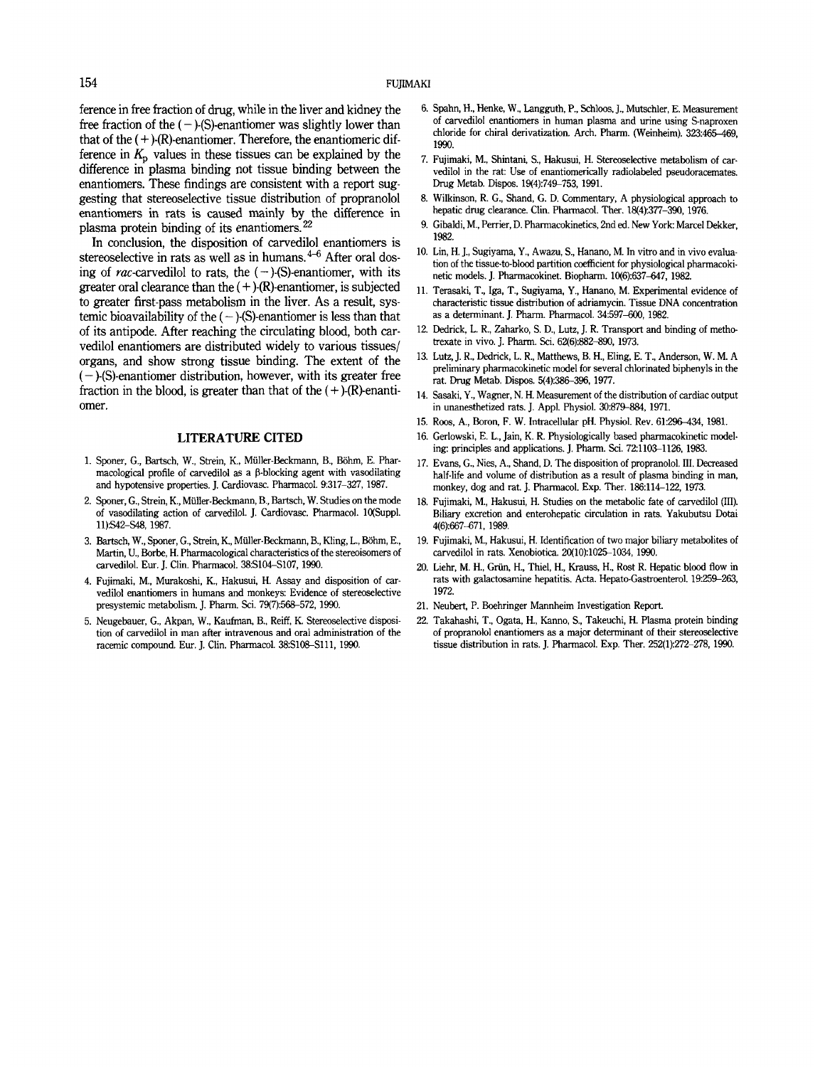ference in free fraction of drug, while in the liver and kidney the free fraction of the (−)-(S)-enantiomer was slightly lower than that of the (+)-(R)-enantiomer. Therefore, the enantiomeric difference in $K_p$ values in these tissues can be explained by the difference in plasma binding not tissue binding between the enantiomers. These findings are consistent with a report suggesting that stereoselective tissue distribution of propranolol enantiomers in rats is caused mainly by the difference in plasma protein binding of its enantiomers.[22]

In conclusion, the disposition of carvedilol enantiomers is stereoselective in rats as well as in humans.[4–6] After oral dosing of *rac*-carvedilol to rats, the (−)-(S)-enantiomer, with its greater oral clearance than the (+)-(R)-enantiomer, is subjected to greater first-pass metabolism in the liver. As a result, systemic bioavailability of the (−)-(S)-enantiomer is less than that of its antipode. After reaching the circulating blood, both carvedilol enantiomers are distributed widely to various tissues/organs, and show strong tissue binding. The extent of the (−)-(S)-enantiomer distribution, however, with its greater free fraction in the blood, is greater than that of the (+)-(R)-enantiomer.

## LITERATURE CITED

1. Sponer, G., Bartsch, W., Strein, K., Müller-Beckmann, B., Böhm, E. Pharmacological profile of carvedilol as a β-blocking agent with vasodilating and hypotensive properties. J. Cardiovasc. Pharmacol. 9:317–327, 1987.
2. Sponer, G., Strein, K., Müller-Beckmann, B., Bartsch, W. Studies on the mode of vasodilating action of carvedilol. J. Cardiovasc. Pharmacol. 10(Suppl. 11):S42–S48, 1987.
3. Bartsch, W., Sponer, G., Strein, K., Müller-Beckmann, B., Kling, L., Böhm, E., Martin, U., Borbe, H. Pharmacological characteristics of the stereoisomers of carvedilol. Eur. J. Clin. Pharmacol. 38:S104–S107, 1990.
4. Fujimaki, M., Murakoshi, K., Hakusui, H. Assay and disposition of carvedilol enantiomers in humans and monkeys: Evidence of stereoselective presystemic metabolism. J. Pharm. Sci. 79(7):568–572, 1990.
5. Neugebauer, G., Akpan, W., Kaufman, B., Reiff, K. Stereoselective disposition of carvedilol in man after intravenous and oral administration of the racemic compound. Eur. J. Clin. Pharmacol. 38:S108–S111, 1990.
6. Spahn, H., Henke, W., Langguth, P., Schloos, J., Mutschler, E. Measurement of carvedilol enantiomers in human plasma and urine using S-naproxen chloride for chiral derivatization. Arch. Pharm. (Weinheim). 323:465–469, 1990.
7. Fujimaki, M., Shintani, S., Hakusui, H. Stereoselective metabolism of carvedilol in the rat: Use of enantiomerically radiolabeled pseudoracemates. Drug Metab. Dispos. 19(4):749–753, 1991.
8. Wilkinson, R. G., Shand, G. D. Commentary, A physiological approach to hepatic drug clearance. Clin. Pharmacol. Ther. 18(4):377–390, 1976.
9. Gibaldi, M., Perrier, D. Pharmacokinetics, 2nd ed. New York: Marcel Dekker, 1982.
10. Lin, H. J., Sugiyama, Y., Awazu, S., Hanano, M. In vitro and in vivo evaluation of the tissue-to-blood partition coefficient for physiological pharmacokinetic models. J. Pharmacokinet. Biopharm. 10(6):637–647, 1982.
11. Terasaki, T., Iga, T., Sugiyama, Y., Hanano, M. Experimental evidence of characteristic tissue distribution of adriamycin. Tissue DNA concentration as a determinant. J. Pharm. Pharmacol. 34:597–600, 1982.
12. Dedrick, L. R., Zaharko, S. D., Lutz, J. R. Transport and binding of methotrexate in vivo. J. Pharm. Sci. 62(6):882–890, 1973.
13. Lutz, J. R., Dedrick, L. R., Matthews, B. H., Eling, E. T., Anderson, W. M. A preliminary pharmacokinetic model for several chlorinated biphenyls in the rat. Drug Metab. Dispos. 5(4):386–396, 1977.
14. Sasaki, Y., Wagner, N. H. Measurement of the distribution of cardiac output in unanesthetized rats. J. Appl. Physiol. 30:879–884, 1971.
15. Roos, A., Boron, F. W. Intracellular pH. Physiol. Rev. 61:296–434, 1981.
16. Gerlowski, E. L., Jain, K. R. Physiologically based pharmacokinetic modeling: principles and applications. J. Pharm. Sci. 72:1103–1126, 1983.
17. Evans, G., Nies, A., Shand, D. The disposition of propranolol. III. Decreased half-life and volume of distribution as a result of plasma binding in man, monkey, dog and rat. J. Pharmacol. Exp. Ther. 186:114–122, 1973.
18. Fujimaki, M., Hakusui, H. Studies on the metabolic fate of carvedilol (III). Biliary excretion and enterohepatic circulation in rats. Yakubutsu Dotai 4(6):667–671, 1989.
19. Fujimaki, M., Hakusui, H. Identification of two major biliary metabolites of carvedilol in rats. Xenobiotica. 20(10):1025–1034, 1990.
20. Liehr, M. H., Grün, H., Thiel, H., Krauss, H., Rost R. Hepatic blood flow in rats with galactosamine hepatitis. Acta. Hepato-Gastroenterol. 19:259–263, 1972.
21. Neubert, P. Boehringer Mannheim Investigation Report.
22. Takahashi, T., Ogata, H., Kanno, S., Takeuchi, H. Plasma protein binding of propranolol enantiomers as a major determinant of their stereoselective tissue distribution in rats. J. Pharmacol. Exp. Ther. 252(1):272–278, 1990.